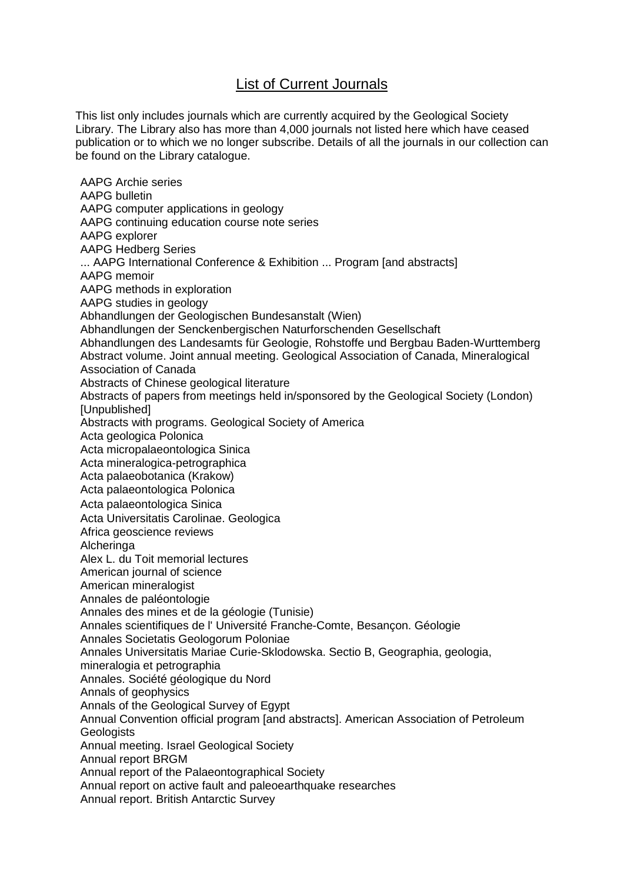# List of Current Journals

This list only includes journals which are currently acquired by the Geological Society Library. The Library also has more than 4,000 journals not listed here which have ceased publication or to which we no longer subscribe. Details of all the journals in our collection can be found on the Library catalogue.

AAPG Archie series
AAPG bulletin
AAPG computer applications in geology
AAPG continuing education course note series
AAPG explorer
AAPG Hedberg Series
... AAPG International Conference & Exhibition ... Program [and abstracts]
AAPG memoir
AAPG methods in exploration
AAPG studies in geology
Abhandlungen der Geologischen Bundesanstalt (Wien)
Abhandlungen der Senckenbergischen Naturforschenden Gesellschaft
Abhandlungen des Landesamts für Geologie, Rohstoffe und Bergbau Baden-Wurttemberg
Abstract volume. Joint annual meeting. Geological Association of Canada, Mineralogical Association of Canada
Abstracts of Chinese geological literature
Abstracts of papers from meetings held in/sponsored by the Geological Society (London) [Unpublished]
Abstracts with programs. Geological Society of America
Acta geologica Polonica
Acta micropalaeontologica Sinica
Acta mineralogica-petrographica
Acta palaeobotanica (Krakow)
Acta palaeontologica Polonica
Acta palaeontologica Sinica
Acta Universitatis Carolinae. Geologica
Africa geoscience reviews
Alcheringa
Alex L. du Toit memorial lectures
American journal of science
American mineralogist
Annales de paléontologie
Annales des mines et de la géologie (Tunisie)
Annales scientifiques de l' Université Franche-Comte, Besançon. Géologie
Annales Societatis Geologorum Poloniae
Annales Universitatis Mariae Curie-Sklodowska. Sectio B, Geographia, geologia, mineralogia et petrographia
Annales. Société géologique du Nord
Annals of geophysics
Annals of the Geological Survey of Egypt
Annual Convention official program [and abstracts]. American Association of Petroleum Geologists
Annual meeting. Israel Geological Society
Annual report BRGM
Annual report of the Palaeontographical Society
Annual report on active fault and paleoearthquake researches
Annual report. British Antarctic Survey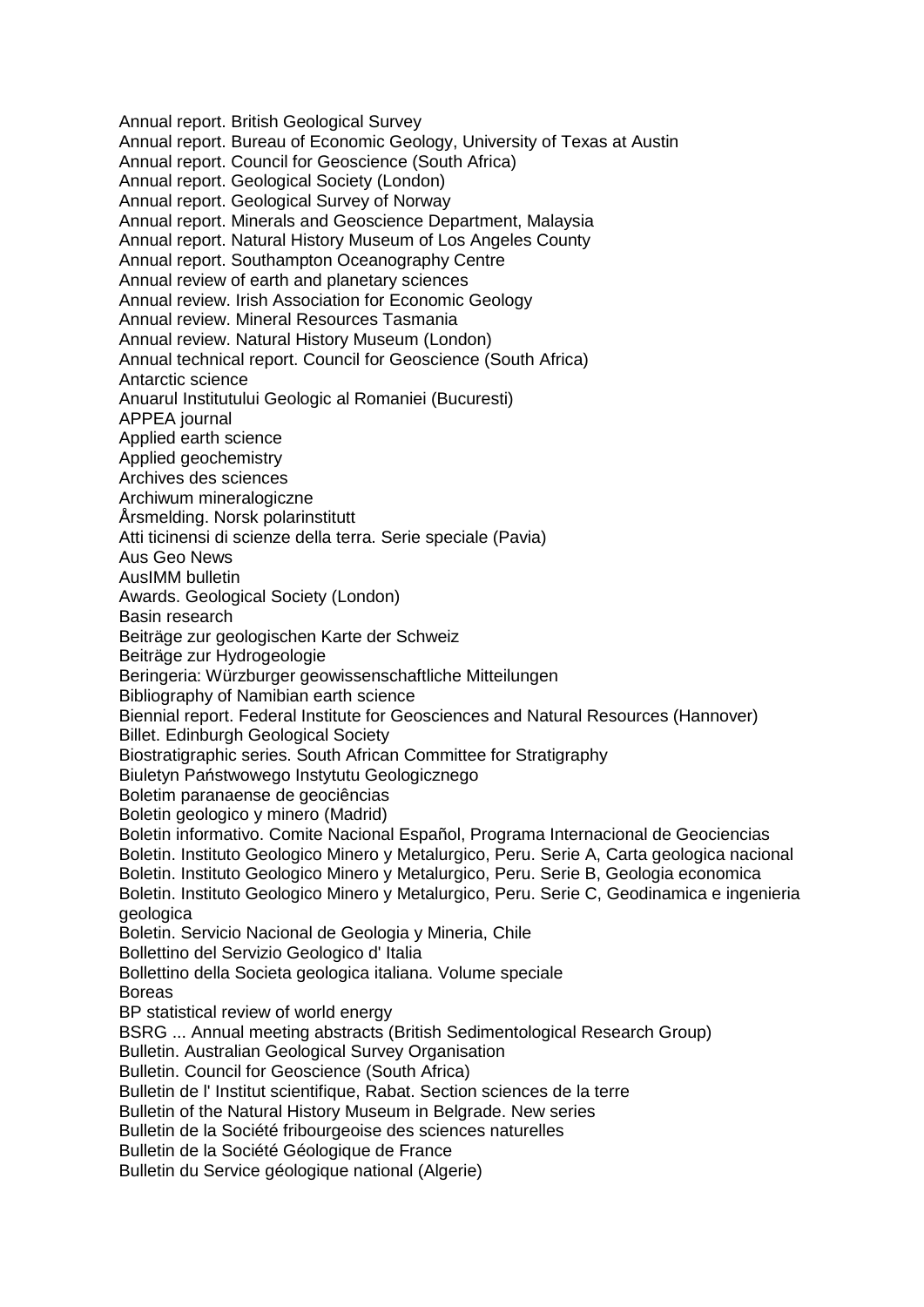Annual report. British Geological Survey
Annual report. Bureau of Economic Geology, University of Texas at Austin
Annual report. Council for Geoscience (South Africa)
Annual report. Geological Society (London)
Annual report. Geological Survey of Norway
Annual report. Minerals and Geoscience Department, Malaysia
Annual report. Natural History Museum of Los Angeles County
Annual report. Southampton Oceanography Centre
Annual review of earth and planetary sciences
Annual review. Irish Association for Economic Geology
Annual review. Mineral Resources Tasmania
Annual review. Natural History Museum (London)
Annual technical report. Council for Geoscience (South Africa)
Antarctic science
Anuarul Institutului Geologic al Romaniei (Bucuresti)
APPEA journal
Applied earth science
Applied geochemistry
Archives des sciences
Archiwum mineralogiczne
Årsmelding. Norsk polarinstitutt
Atti ticinensi di scienze della terra. Serie speciale (Pavia)
Aus Geo News
AusIMM bulletin
Awards. Geological Society (London)
Basin research
Beiträge zur geologischen Karte der Schweiz
Beiträge zur Hydrogeologie
Beringeria: Würzburger geowissenschaftliche Mitteilungen
Bibliography of Namibian earth science
Biennial report. Federal Institute for Geosciences and Natural Resources (Hannover)
Billet. Edinburgh Geological Society
Biostratigraphic series. South African Committee for Stratigraphy
Biuletyn Państwowego Instytutu Geologicznego
Boletim paranaense de geociências
Boletin geologico y minero (Madrid)
Boletin informativo. Comite Nacional Español, Programa Internacional de Geociencias
Boletin. Instituto Geologico Minero y Metalurgico, Peru. Serie A, Carta geologica nacional
Boletin. Instituto Geologico Minero y Metalurgico, Peru. Serie B, Geologia economica
Boletin. Instituto Geologico Minero y Metalurgico, Peru. Serie C, Geodinamica e ingenieria geologica
Boletin. Servicio Nacional de Geologia y Mineria, Chile
Bollettino del Servizio Geologico d' Italia
Bollettino della Societa geologica italiana. Volume speciale
Boreas
BP statistical review of world energy
BSRG ... Annual meeting abstracts (British Sedimentological Research Group)
Bulletin. Australian Geological Survey Organisation
Bulletin. Council for Geoscience (South Africa)
Bulletin de l' Institut scientifique, Rabat. Section sciences de la terre
Bulletin of the Natural History Museum in Belgrade. New series
Bulletin de la Société fribourgeoise des sciences naturelles
Bulletin de la Société Géologique de France
Bulletin du Service géologique national (Algerie)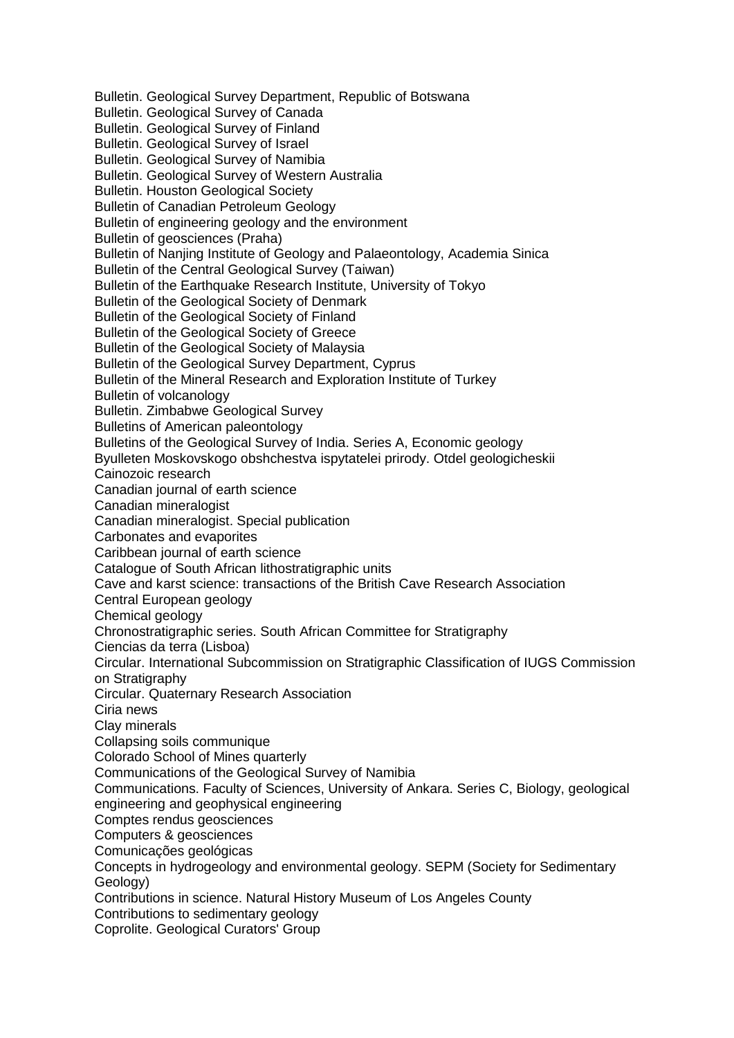Bulletin. Geological Survey Department, Republic of Botswana
Bulletin. Geological Survey of Canada
Bulletin. Geological Survey of Finland
Bulletin. Geological Survey of Israel
Bulletin. Geological Survey of Namibia
Bulletin. Geological Survey of Western Australia
Bulletin. Houston Geological Society
Bulletin of Canadian Petroleum Geology
Bulletin of engineering geology and the environment
Bulletin of geosciences (Praha)
Bulletin of Nanjing Institute of Geology and Palaeontology, Academia Sinica
Bulletin of the Central Geological Survey (Taiwan)
Bulletin of the Earthquake Research Institute, University of Tokyo
Bulletin of the Geological Society of Denmark
Bulletin of the Geological Society of Finland
Bulletin of the Geological Society of Greece
Bulletin of the Geological Society of Malaysia
Bulletin of the Geological Survey Department, Cyprus
Bulletin of the Mineral Research and Exploration Institute of Turkey
Bulletin of volcanology
Bulletin. Zimbabwe Geological Survey
Bulletins of American paleontology
Bulletins of the Geological Survey of India. Series A, Economic geology
Byulleten Moskovskogo obshchestva ispytatelei prirody. Otdel geologicheskii
Cainozoic research
Canadian journal of earth science
Canadian mineralogist
Canadian mineralogist. Special publication
Carbonates and evaporites
Caribbean journal of earth science
Catalogue of South African lithostratigraphic units
Cave and karst science: transactions of the British Cave Research Association
Central European geology
Chemical geology
Chronostratigraphic series. South African Committee for Stratigraphy
Ciencias da terra (Lisboa)
Circular. International Subcommission on Stratigraphic Classification of IUGS Commission on Stratigraphy
Circular. Quaternary Research Association
Ciria news
Clay minerals
Collapsing soils communique
Colorado School of Mines quarterly
Communications of the Geological Survey of Namibia
Communications. Faculty of Sciences, University of Ankara. Series C, Biology, geological engineering and geophysical engineering
Comptes rendus geosciences
Computers & geosciences
Comunicações geológicas
Concepts in hydrogeology and environmental geology. SEPM (Society for Sedimentary Geology)
Contributions in science. Natural History Museum of Los Angeles County
Contributions to sedimentary geology
Coprolite. Geological Curators' Group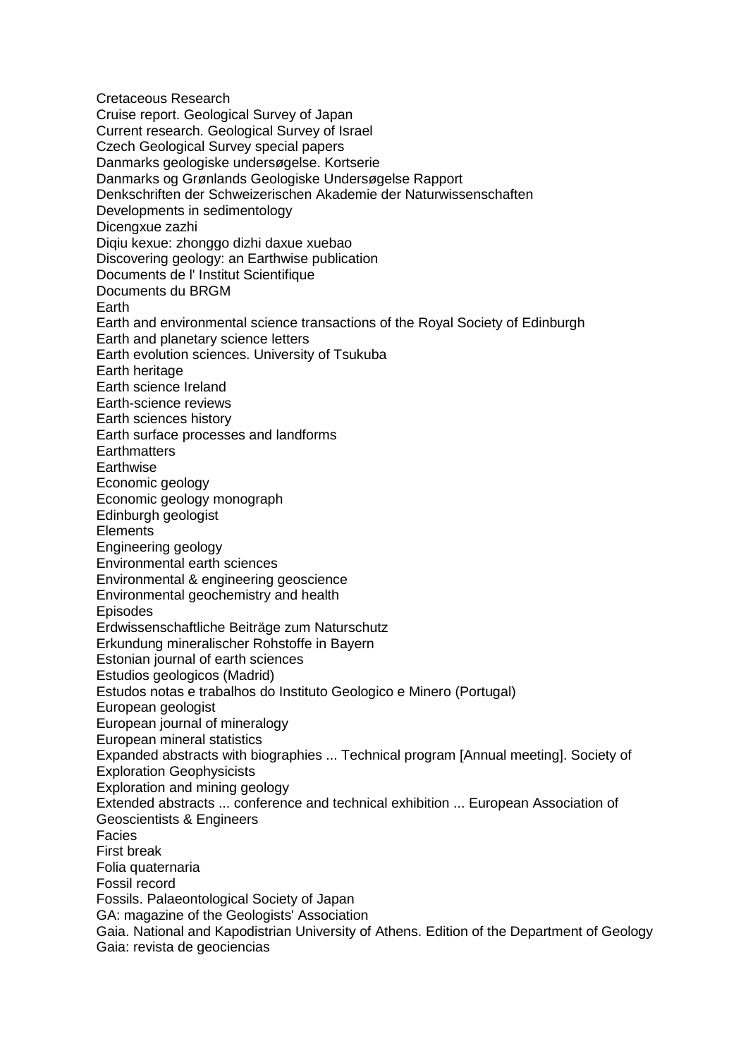Cretaceous Research
Cruise report. Geological Survey of Japan
Current research. Geological Survey of Israel
Czech Geological Survey special papers
Danmarks geologiske undersøgelse. Kortserie
Danmarks og Grønlands Geologiske Undersøgelse Rapport
Denkschriften der Schweizerischen Akademie der Naturwissenschaften
Developments in sedimentology
Dicengxue zazhi
Diqiu kexue: zhonggo dizhi daxue xuebao
Discovering geology: an Earthwise publication
Documents de l' Institut Scientifique
Documents du BRGM
Earth
Earth and environmental science transactions of the Royal Society of Edinburgh
Earth and planetary science letters
Earth evolution sciences. University of Tsukuba
Earth heritage
Earth science Ireland
Earth-science reviews
Earth sciences history
Earth surface processes and landforms
Earthmatters
Earthwise
Economic geology
Economic geology monograph
Edinburgh geologist
Elements
Engineering geology
Environmental earth sciences
Environmental & engineering geoscience
Environmental geochemistry and health
Episodes
Erdwissenschaftliche Beiträge zum Naturschutz
Erkundung mineralischer Rohstoffe in Bayern
Estonian journal of earth sciences
Estudios geologicos (Madrid)
Estudos notas e trabalhos do Instituto Geologico e Minero (Portugal)
European geologist
European journal of mineralogy
European mineral statistics
Expanded abstracts with biographies ... Technical program [Annual meeting]. Society of Exploration Geophysicists
Exploration and mining geology
Extended abstracts ... conference and technical exhibition ... European Association of Geoscientists & Engineers
Facies
First break
Folia quaternaria
Fossil record
Fossils. Palaeontological Society of Japan
GA: magazine of the Geologists' Association
Gaia. National and Kapodistrian University of Athens. Edition of the Department of Geology
Gaia: revista de geociencias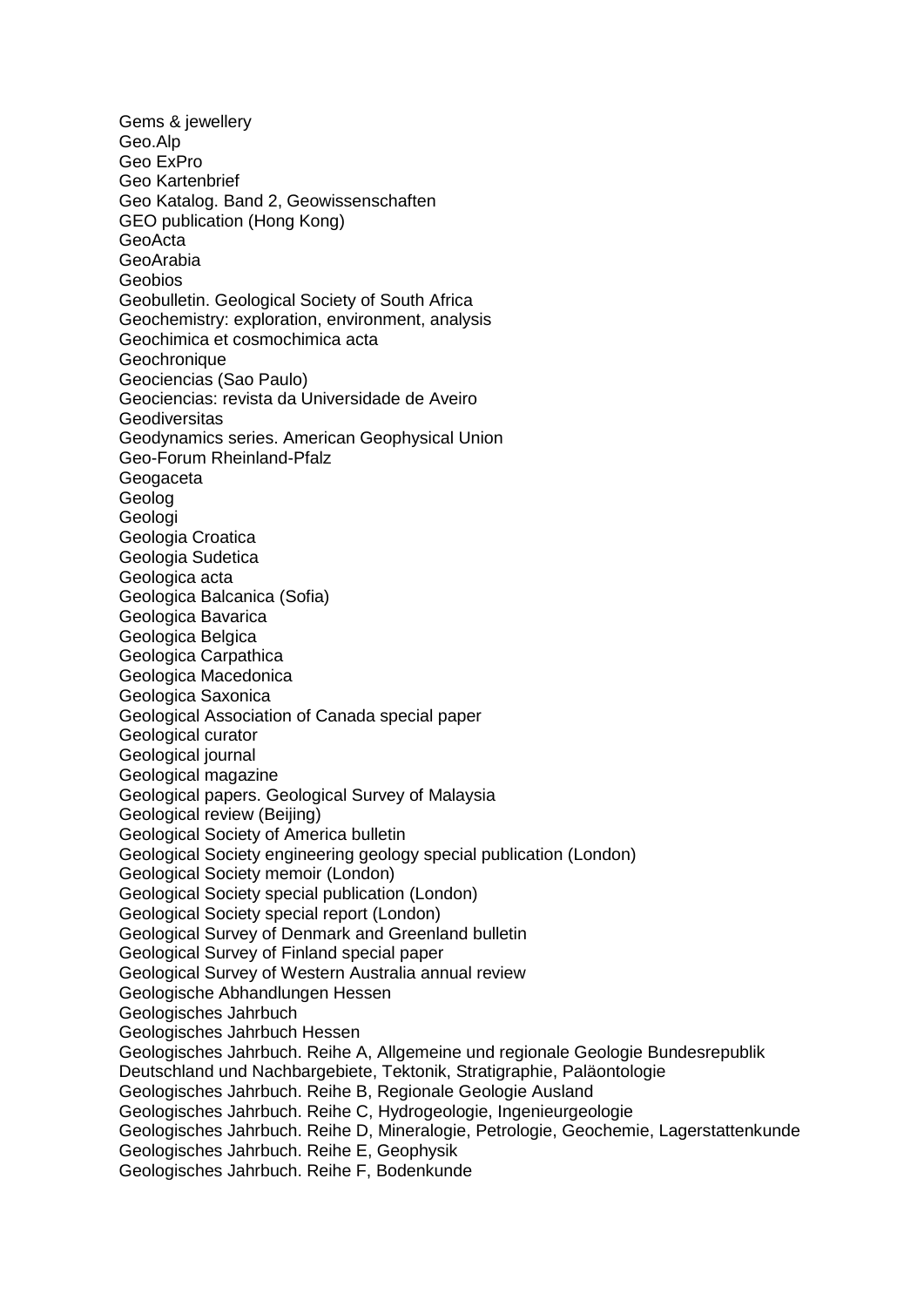Gems & jewellery
Geo.Alp
Geo ExPro
Geo Kartenbrief
Geo Katalog. Band 2, Geowissenschaften
GEO publication (Hong Kong)
GeoActa
GeoArabia
Geobios
Geobulletin. Geological Society of South Africa
Geochemistry: exploration, environment, analysis
Geochimica et cosmochimica acta
Geochronique
Geociencias (Sao Paulo)
Geociencias: revista da Universidade de Aveiro
Geodiversitas
Geodynamics series. American Geophysical Union
Geo-Forum Rheinland-Pfalz
Geogaceta
Geolog
Geologi
Geologia Croatica
Geologia Sudetica
Geologica acta
Geologica Balcanica (Sofia)
Geologica Bavarica
Geologica Belgica
Geologica Carpathica
Geologica Macedonica
Geologica Saxonica
Geological Association of Canada special paper
Geological curator
Geological journal
Geological magazine
Geological papers. Geological Survey of Malaysia
Geological review (Beijing)
Geological Society of America bulletin
Geological Society engineering geology special publication (London)
Geological Society memoir (London)
Geological Society special publication (London)
Geological Society special report (London)
Geological Survey of Denmark and Greenland bulletin
Geological Survey of Finland special paper
Geological Survey of Western Australia annual review
Geologische Abhandlungen Hessen
Geologisches Jahrbuch
Geologisches Jahrbuch Hessen
Geologisches Jahrbuch. Reihe A, Allgemeine und regionale Geologie Bundesrepublik Deutschland und Nachbargebiete, Tektonik, Stratigraphie, Paläontologie
Geologisches Jahrbuch. Reihe B, Regionale Geologie Ausland
Geologisches Jahrbuch. Reihe C, Hydrogeologie, Ingenieurgeologie
Geologisches Jahrbuch. Reihe D, Mineralogie, Petrologie, Geochemie, Lagerstattenkunde
Geologisches Jahrbuch. Reihe E, Geophysik
Geologisches Jahrbuch. Reihe F, Bodenkunde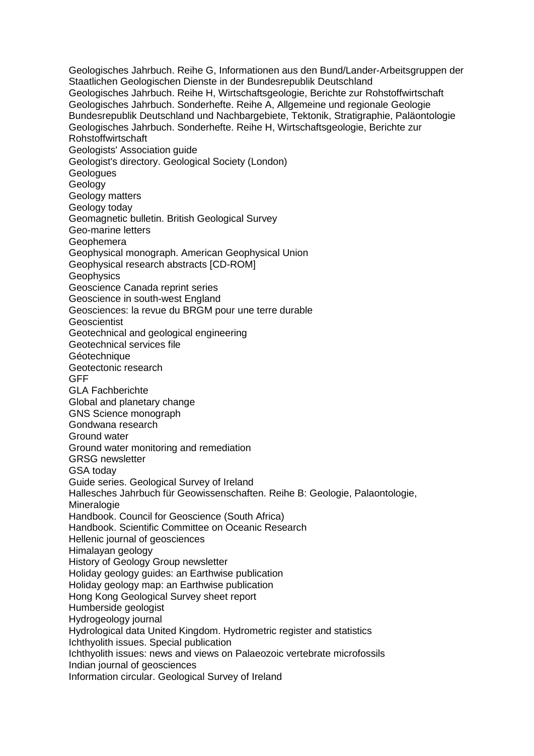Geologisches Jahrbuch. Reihe G, Informationen aus den Bund/Lander-Arbeitsgruppen der Staatlichen Geologischen Dienste in der Bundesrepublik Deutschland
Geologisches Jahrbuch. Reihe H, Wirtschaftsgeologie, Berichte zur Rohstoffwirtschaft
Geologisches Jahrbuch. Sonderhefte. Reihe A, Allgemeine und regionale Geologie Bundesrepublik Deutschland und Nachbargebiete, Tektonik, Stratigraphie, Paläontologie
Geologisches Jahrbuch. Sonderhefte. Reihe H, Wirtschaftsgeologie, Berichte zur Rohstoffwirtschaft
Geologists' Association guide
Geologist's directory. Geological Society (London)
Geologues
Geology
Geology matters
Geology today
Geomagnetic bulletin. British Geological Survey
Geo-marine letters
Geophemera
Geophysical monograph. American Geophysical Union
Geophysical research abstracts [CD-ROM]
Geophysics
Geoscience Canada reprint series
Geoscience in south-west England
Geosciences: la revue du BRGM pour une terre durable
Geoscientist
Geotechnical and geological engineering
Geotechnical services file
Géotechnique
Geotectonic research
GFF
GLA Fachberichte
Global and planetary change
GNS Science monograph
Gondwana research
Ground water
Ground water monitoring and remediation
GRSG newsletter
GSA today
Guide series. Geological Survey of Ireland
Hallesches Jahrbuch für Geowissenschaften. Reihe B: Geologie, Palaontologie, Mineralogie
Handbook. Council for Geoscience (South Africa)
Handbook. Scientific Committee on Oceanic Research
Hellenic journal of geosciences
Himalayan geology
History of Geology Group newsletter
Holiday geology guides: an Earthwise publication
Holiday geology map: an Earthwise publication
Hong Kong Geological Survey sheet report
Humberside geologist
Hydrogeology journal
Hydrological data United Kingdom. Hydrometric register and statistics
Ichthyolith issues. Special publication
Ichthyolith issues: news and views on Palaeozoic vertebrate microfossils
Indian journal of geosciences
Information circular. Geological Survey of Ireland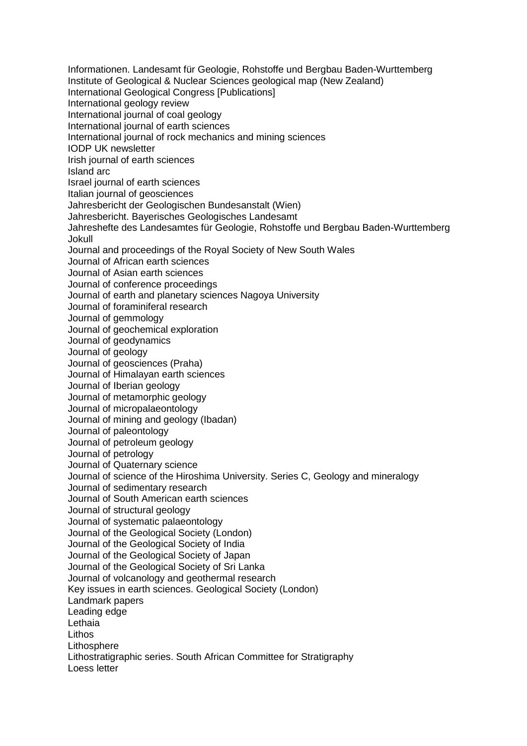Informationen. Landesamt für Geologie, Rohstoffe und Bergbau Baden-Wurttemberg
Institute of Geological & Nuclear Sciences geological map (New Zealand)
International Geological Congress [Publications]
International geology review
International journal of coal geology
International journal of earth sciences
International journal of rock mechanics and mining sciences
IODP UK newsletter
Irish journal of earth sciences
Island arc
Israel journal of earth sciences
Italian journal of geosciences
Jahresbericht der Geologischen Bundesanstalt (Wien)
Jahresbericht. Bayerisches Geologisches Landesamt
Jahreshefte des Landesamtes für Geologie, Rohstoffe und Bergbau Baden-Wurttemberg
Jokull
Journal and proceedings of the Royal Society of New South Wales
Journal of African earth sciences
Journal of Asian earth sciences
Journal of conference proceedings
Journal of earth and planetary sciences Nagoya University
Journal of foraminiferal research
Journal of gemmology
Journal of geochemical exploration
Journal of geodynamics
Journal of geology
Journal of geosciences (Praha)
Journal of Himalayan earth sciences
Journal of Iberian geology
Journal of metamorphic geology
Journal of micropalaeontology
Journal of mining and geology (Ibadan)
Journal of paleontology
Journal of petroleum geology
Journal of petrology
Journal of Quaternary science
Journal of science of the Hiroshima University. Series C, Geology and mineralogy
Journal of sedimentary research
Journal of South American earth sciences
Journal of structural geology
Journal of systematic palaeontology
Journal of the Geological Society (London)
Journal of the Geological Society of India
Journal of the Geological Society of Japan
Journal of the Geological Society of Sri Lanka
Journal of volcanology and geothermal research
Key issues in earth sciences. Geological Society (London)
Landmark papers
Leading edge
Lethaia
Lithos
Lithosphere
Lithostratigraphic series. South African Committee for Stratigraphy
Loess letter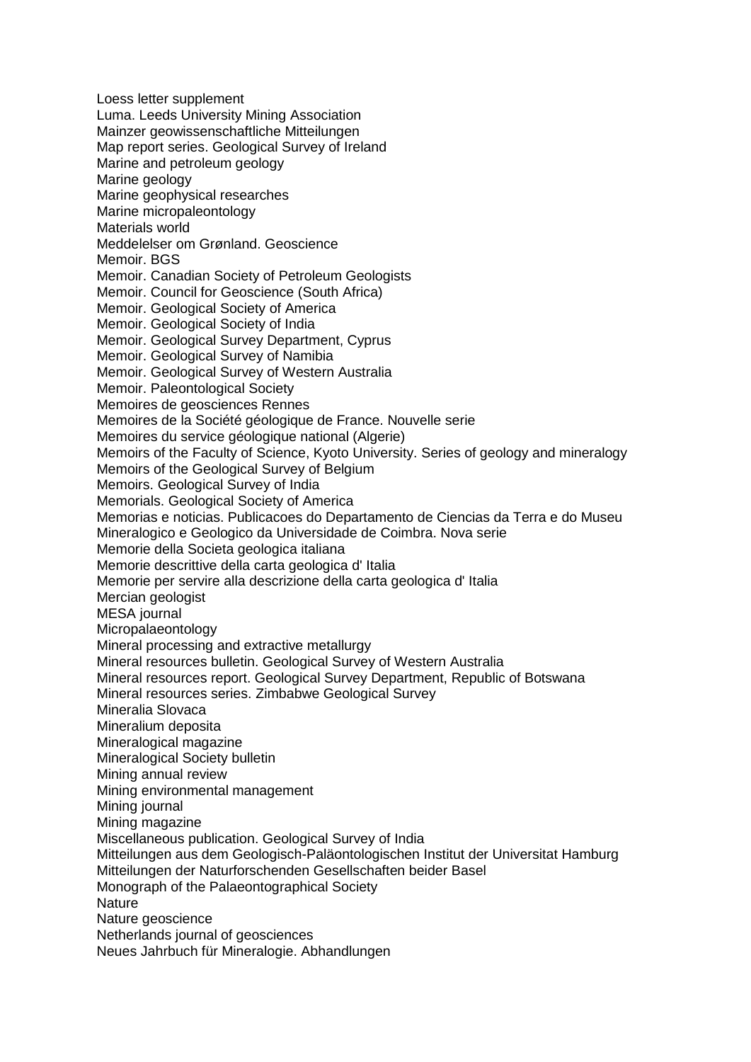Loess letter supplement
Luma. Leeds University Mining Association
Mainzer geowissenschaftliche Mitteilungen
Map report series. Geological Survey of Ireland
Marine and petroleum geology
Marine geology
Marine geophysical researches
Marine micropaleontology
Materials world
Meddelelser om Grønland. Geoscience
Memoir. BGS
Memoir. Canadian Society of Petroleum Geologists
Memoir. Council for Geoscience (South Africa)
Memoir. Geological Society of America
Memoir. Geological Society of India
Memoir. Geological Survey Department, Cyprus
Memoir. Geological Survey of Namibia
Memoir. Geological Survey of Western Australia
Memoir. Paleontological Society
Memoires de geosciences Rennes
Memoires de la Société géologique de France. Nouvelle serie
Memoires du service géologique national (Algerie)
Memoirs of the Faculty of Science, Kyoto University. Series of geology and mineralogy
Memoirs of the Geological Survey of Belgium
Memoirs. Geological Survey of India
Memorials. Geological Society of America
Memorias e noticias. Publicacoes do Departamento de Ciencias da Terra e do Museu Mineralogico e Geologico da Universidade de Coimbra. Nova serie
Memorie della Societa geologica italiana
Memorie descrittive della carta geologica d' Italia
Memorie per servire alla descrizione della carta geologica d' Italia
Mercian geologist
MESA journal
Micropalaeontology
Mineral processing and extractive metallurgy
Mineral resources bulletin. Geological Survey of Western Australia
Mineral resources report. Geological Survey Department, Republic of Botswana
Mineral resources series. Zimbabwe Geological Survey
Mineralia Slovaca
Mineralium deposita
Mineralogical magazine
Mineralogical Society bulletin
Mining annual review
Mining environmental management
Mining journal
Mining magazine
Miscellaneous publication. Geological Survey of India
Mitteilungen aus dem Geologisch-Paläontologischen Institut der Universitat Hamburg
Mitteilungen der Naturforschenden Gesellschaften beider Basel
Monograph of the Palaeontographical Society
Nature
Nature geoscience
Netherlands journal of geosciences
Neues Jahrbuch für Mineralogie. Abhandlungen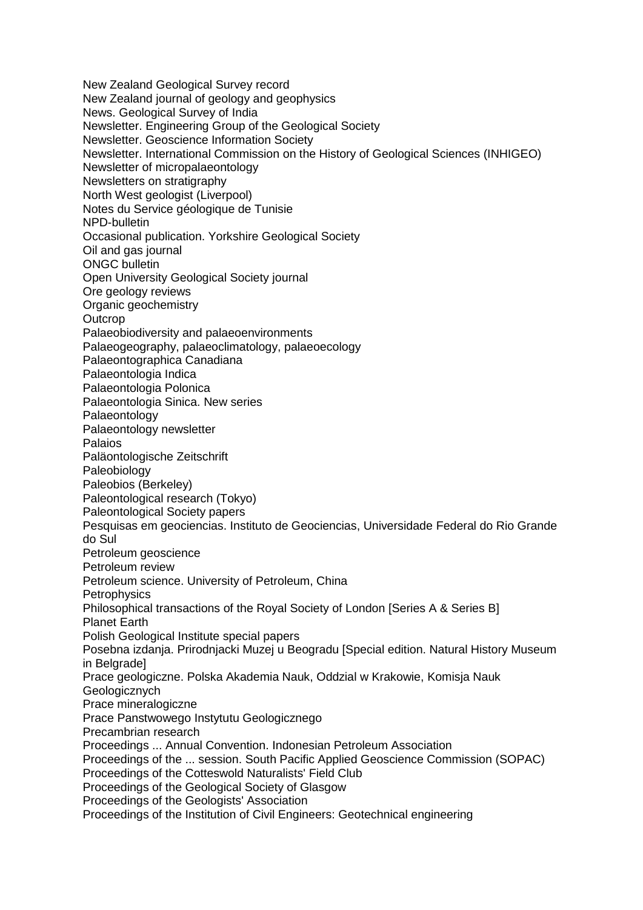New Zealand Geological Survey record
New Zealand journal of geology and geophysics
News. Geological Survey of India
Newsletter. Engineering Group of the Geological Society
Newsletter. Geoscience Information Society
Newsletter. International Commission on the History of Geological Sciences (INHIGEO)
Newsletter of micropalaeontology
Newsletters on stratigraphy
North West geologist (Liverpool)
Notes du Service géologique de Tunisie
NPD-bulletin
Occasional publication. Yorkshire Geological Society
Oil and gas journal
ONGC bulletin
Open University Geological Society journal
Ore geology reviews
Organic geochemistry
Outcrop
Palaeobiodiversity and palaeoenvironments
Palaeogeography, palaeoclimatology, palaeoecology
Palaeontographica Canadiana
Palaeontologia Indica
Palaeontologia Polonica
Palaeontologia Sinica. New series
Palaeontology
Palaeontology newsletter
Palaios
Paläontologische Zeitschrift
Paleobiology
Paleobios (Berkeley)
Paleontological research (Tokyo)
Paleontological Society papers
Pesquisas em geociencias. Instituto de Geociencias, Universidade Federal do Rio Grande do Sul
Petroleum geoscience
Petroleum review
Petroleum science. University of Petroleum, China
Petrophysics
Philosophical transactions of the Royal Society of London [Series A & Series B]
Planet Earth
Polish Geological Institute special papers
Posebna izdanja. Prirodnjacki Muzej u Beogradu [Special edition. Natural History Museum in Belgrade]
Prace geologiczne. Polska Akademia Nauk, Oddzial w Krakowie, Komisja Nauk Geologicznych
Prace mineralogiczne
Prace Panstwowego Instytutu Geologicznego
Precambrian research
Proceedings ... Annual Convention. Indonesian Petroleum Association
Proceedings of the ... session. South Pacific Applied Geoscience Commission (SOPAC)
Proceedings of the Cotteswold Naturalists' Field Club
Proceedings of the Geological Society of Glasgow
Proceedings of the Geologists' Association
Proceedings of the Institution of Civil Engineers: Geotechnical engineering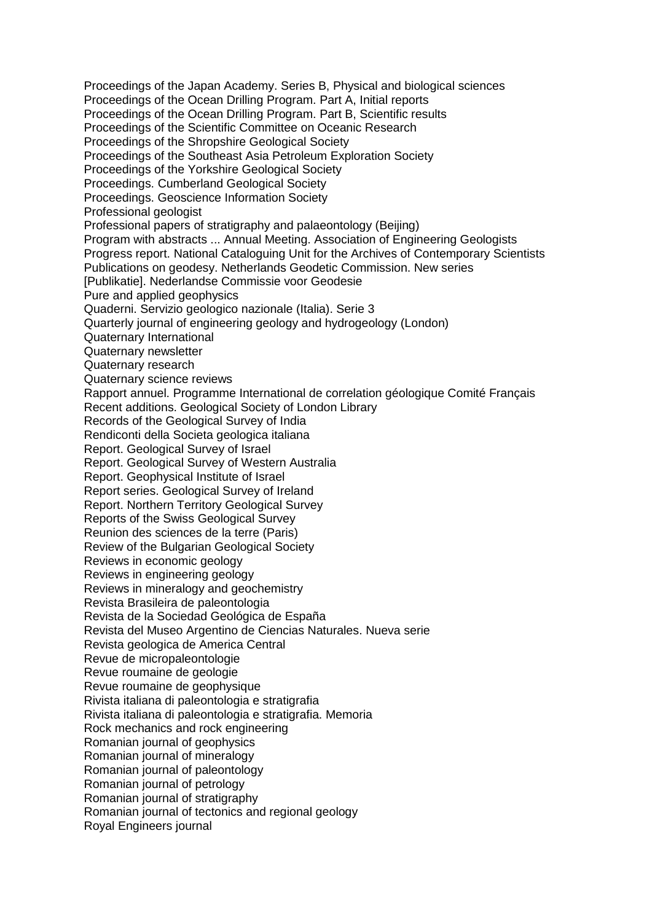Proceedings of the Japan Academy. Series B, Physical and biological sciences
Proceedings of the Ocean Drilling Program. Part A, Initial reports
Proceedings of the Ocean Drilling Program. Part B, Scientific results
Proceedings of the Scientific Committee on Oceanic Research
Proceedings of the Shropshire Geological Society
Proceedings of the Southeast Asia Petroleum Exploration Society
Proceedings of the Yorkshire Geological Society
Proceedings. Cumberland Geological Society
Proceedings. Geoscience Information Society
Professional geologist
Professional papers of stratigraphy and palaeontology (Beijing)
Program with abstracts ... Annual Meeting. Association of Engineering Geologists
Progress report. National Cataloguing Unit for the Archives of Contemporary Scientists
Publications on geodesy. Netherlands Geodetic Commission. New series
[Publikatie]. Nederlandse Commissie voor Geodesie
Pure and applied geophysics
Quaderni. Servizio geologico nazionale (Italia). Serie 3
Quarterly journal of engineering geology and hydrogeology (London)
Quaternary International
Quaternary newsletter
Quaternary research
Quaternary science reviews
Rapport annuel. Programme International de correlation géologique Comité Français
Recent additions. Geological Society of London Library
Records of the Geological Survey of India
Rendiconti della Societa geologica italiana
Report. Geological Survey of Israel
Report. Geological Survey of Western Australia
Report. Geophysical Institute of Israel
Report series. Geological Survey of Ireland
Report. Northern Territory Geological Survey
Reports of the Swiss Geological Survey
Reunion des sciences de la terre (Paris)
Review of the Bulgarian Geological Society
Reviews in economic geology
Reviews in engineering geology
Reviews in mineralogy and geochemistry
Revista Brasileira de paleontologia
Revista de la Sociedad Geológica de España
Revista del Museo Argentino de Ciencias Naturales. Nueva serie
Revista geologica de America Central
Revue de micropaleontologie
Revue roumaine de geologie
Revue roumaine de geophysique
Rivista italiana di paleontologia e stratigrafia
Rivista italiana di paleontologia e stratigrafia. Memoria
Rock mechanics and rock engineering
Romanian journal of geophysics
Romanian journal of mineralogy
Romanian journal of paleontology
Romanian journal of petrology
Romanian journal of stratigraphy
Romanian journal of tectonics and regional geology
Royal Engineers journal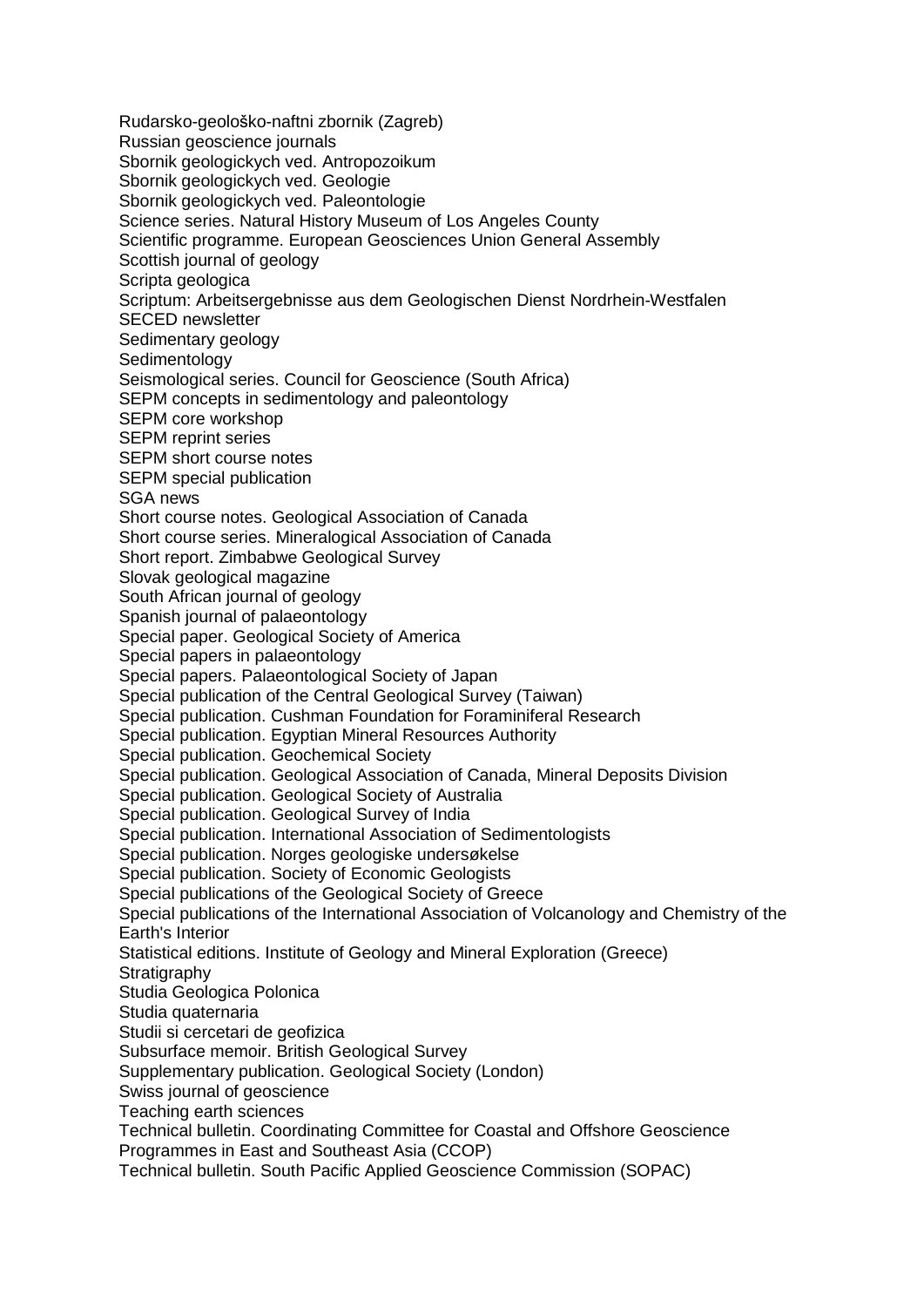Rudarsko-geološko-naftni zbornik (Zagreb)
Russian geoscience journals
Sbornik geologickych ved. Antropozoikum
Sbornik geologickych ved. Geologie
Sbornik geologickych ved. Paleontologie
Science series. Natural History Museum of Los Angeles County
Scientific programme. European Geosciences Union General Assembly
Scottish journal of geology
Scripta geologica
Scriptum: Arbeitsergebnisse aus dem Geologischen Dienst Nordrhein-Westfalen
SECED newsletter
Sedimentary geology
Sedimentology
Seismological series. Council for Geoscience (South Africa)
SEPM concepts in sedimentology and paleontology
SEPM core workshop
SEPM reprint series
SEPM short course notes
SEPM special publication
SGA news
Short course notes. Geological Association of Canada
Short course series. Mineralogical Association of Canada
Short report. Zimbabwe Geological Survey
Slovak geological magazine
South African journal of geology
Spanish journal of palaeontology
Special paper. Geological Society of America
Special papers in palaeontology
Special papers. Palaeontological Society of Japan
Special publication of the Central Geological Survey (Taiwan)
Special publication. Cushman Foundation for Foraminiferal Research
Special publication. Egyptian Mineral Resources Authority
Special publication. Geochemical Society
Special publication. Geological Association of Canada, Mineral Deposits Division
Special publication. Geological Society of Australia
Special publication. Geological Survey of India
Special publication. International Association of Sedimentologists
Special publication. Norges geologiske undersøkelse
Special publication. Society of Economic Geologists
Special publications of the Geological Society of Greece
Special publications of the International Association of Volcanology and Chemistry of the Earth's Interior
Statistical editions. Institute of Geology and Mineral Exploration (Greece)
Stratigraphy
Studia Geologica Polonica
Studia quaternaria
Studii si cercetari de geofizica
Subsurface memoir. British Geological Survey
Supplementary publication. Geological Society (London)
Swiss journal of geoscience
Teaching earth sciences
Technical bulletin. Coordinating Committee for Coastal and Offshore Geoscience Programmes in East and Southeast Asia (CCOP)
Technical bulletin. South Pacific Applied Geoscience Commission (SOPAC)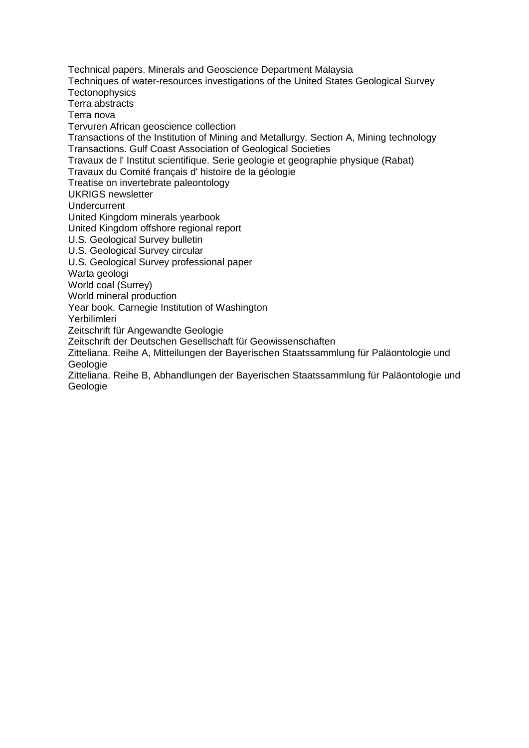Technical papers. Minerals and Geoscience Department Malaysia
Techniques of water-resources investigations of the United States Geological Survey
Tectonophysics
Terra abstracts
Terra nova
Tervuren African geoscience collection
Transactions of the Institution of Mining and Metallurgy. Section A, Mining technology
Transactions. Gulf Coast Association of Geological Societies
Travaux de l' Institut scientifique. Serie geologie et geographie physique (Rabat)
Travaux du Comité français d' histoire de la géologie
Treatise on invertebrate paleontology
UKRIGS newsletter
Undercurrent
United Kingdom minerals yearbook
United Kingdom offshore regional report
U.S. Geological Survey bulletin
U.S. Geological Survey circular
U.S. Geological Survey professional paper
Warta geologi
World coal (Surrey)
World mineral production
Year book. Carnegie Institution of Washington
Yerbilimleri
Zeitschrift für Angewandte Geologie
Zeitschrift der Deutschen Gesellschaft für Geowissenschaften
Zitteliana. Reihe A, Mitteilungen der Bayerischen Staatssammlung für Paläontologie und Geologie
Zitteliana. Reihe B, Abhandlungen der Bayerischen Staatssammlung für Paläontologie und Geologie